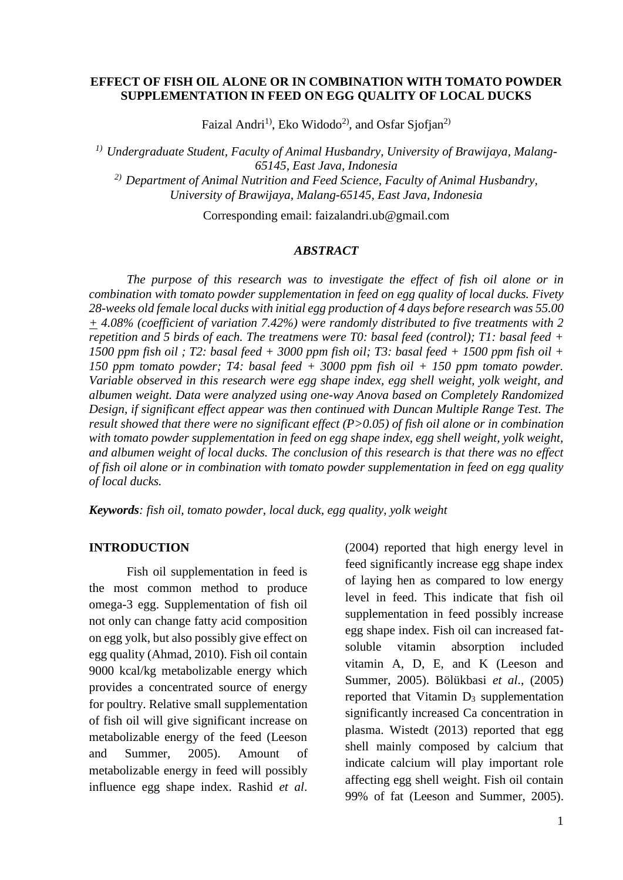# EFFECT OF FISH OIL ALONE OR IN COMBINATION WITH TOMATO POWDER SUPPLEMENTATION IN FEED ON EGG QUALITY OF LOCAL DUCKS

Faizal Andri[1)], Eko Widodo[2)], and Osfar Sjofjan[2)]

*[1)] Undergraduate Student, Faculty of Animal Husbandry, University of Brawijaya, Malang-65145, East Java, Indonesia*

*[2)] Department of Animal Nutrition and Feed Science, Faculty of Animal Husbandry, University of Brawijaya, Malang-65145, East Java, Indonesia*

Corresponding email: faizalandri.ub@gmail.com

## *ABSTRACT*

*The purpose of this research was to investigate the effect of fish oil alone or in combination with tomato powder supplementation in feed on egg quality of local ducks. Fivety 28-weeks old female local ducks with initial egg production of 4 days before research was 55.00 $\pm$ 4.08% (coefficient of variation 7.42%) were randomly distributed to five treatments with 2 repetition and 5 birds of each. The treatmens were T0: basal feed (control); T1: basal feed + 1500 ppm fish oil ; T2: basal feed + 3000 ppm fish oil; T3: basal feed + 1500 ppm fish oil + 150 ppm tomato powder; T4: basal feed + 3000 ppm fish oil + 150 ppm tomato powder. Variable observed in this research were egg shape index, egg shell weight, yolk weight, and albumen weight. Data were analyzed using one-way Anova based on Completely Randomized Design, if significant effect appear was then continued with Duncan Multiple Range Test. The result showed that there were no significant effect (P>0.05) of fish oil alone or in combination with tomato powder supplementation in feed on egg shape index, egg shell weight, yolk weight, and albumen weight of local ducks. The conclusion of this research is that there was no effect of fish oil alone or in combination with tomato powder supplementation in feed on egg quality of local ducks.*

***Keywords**: fish oil, tomato powder, local duck, egg quality, yolk weight*

## INTRODUCTION

Fish oil supplementation in feed is the most common method to produce omega-3 egg. Supplementation of fish oil not only can change fatty acid composition on egg yolk, but also possibly give effect on egg quality (Ahmad, 2010). Fish oil contain 9000 kcal/kg metabolizable energy which provides a concentrated source of energy for poultry. Relative small supplementation of fish oil will give significant increase on metabolizable energy of the feed (Leeson and Summer, 2005). Amount of metabolizable energy in feed will possibly influence egg shape index. Rashid *et al*. (2004) reported that high energy level in feed significantly increase egg shape index of laying hen as compared to low energy level in feed. This indicate that fish oil supplementation in feed possibly increase egg shape index. Fish oil can increased fat-soluble vitamin absorption included vitamin A, D, E, and K (Leeson and Summer, 2005). Bölükbasi *et al*., (2005) reported that Vitamin $D_3$ supplementation significantly increased Ca concentration in plasma. Wistedt (2013) reported that egg shell mainly composed by calcium that indicate calcium will play important role affecting egg shell weight. Fish oil contain 99% of fat (Leeson and Summer, 2005).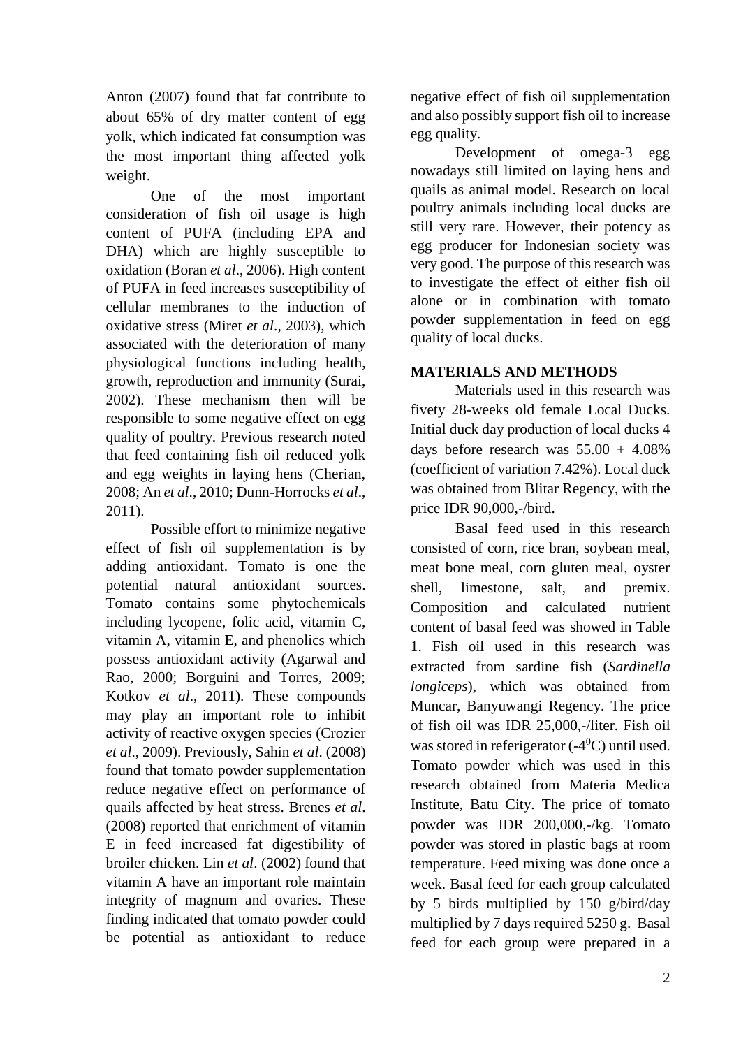Anton (2007) found that fat contribute to about 65% of dry matter content of egg yolk, which indicated fat consumption was the most important thing affected yolk weight.

One of the most important consideration of fish oil usage is high content of PUFA (including EPA and DHA) which are highly susceptible to oxidation (Boran *et al*., 2006). High content of PUFA in feed increases susceptibility of cellular membranes to the induction of oxidative stress (Miret *et al*., 2003), which associated with the deterioration of many physiological functions including health, growth, reproduction and immunity (Surai, 2002). These mechanism then will be responsible to some negative effect on egg quality of poultry. Previous research noted that feed containing fish oil reduced yolk and egg weights in laying hens (Cherian, 2008; An *et al*., 2010; Dunn-Horrocks *et al*., 2011).

Possible effort to minimize negative effect of fish oil supplementation is by adding antioxidant. Tomato is one the potential natural antioxidant sources. Tomato contains some phytochemicals including lycopene, folic acid, vitamin C, vitamin A, vitamin E, and phenolics which possess antioxidant activity (Agarwal and Rao, 2000; Borguini and Torres, 2009; Kotkov *et al*., 2011). These compounds may play an important role to inhibit activity of reactive oxygen species (Crozier *et al*., 2009). Previously, Sahin *et al*. (2008) found that tomato powder supplementation reduce negative effect on performance of quails affected by heat stress. Brenes *et al*. (2008) reported that enrichment of vitamin E in feed increased fat digestibility of broiler chicken. Lin *et al*. (2002) found that vitamin A have an important role maintain integrity of magnum and ovaries. These finding indicated that tomato powder could be potential as antioxidant to reduce negative effect of fish oil supplementation and also possibly support fish oil to increase egg quality.

Development of omega-3 egg nowadays still limited on laying hens and quails as animal model. Research on local poultry animals including local ducks are still very rare. However, their potency as egg producer for Indonesian society was very good. The purpose of this research was to investigate the effect of either fish oil alone or in combination with tomato powder supplementation in feed on egg quality of local ducks.

## MATERIALS AND METHODS

Materials used in this research was fivety 28-weeks old female Local Ducks. Initial duck day production of local ducks 4 days before research was 55.00 $\pm$ 4.08% (coefficient of variation 7.42%). Local duck was obtained from Blitar Regency, with the price IDR 90,000,-/bird.

Basal feed used in this research consisted of corn, rice bran, soybean meal, meat bone meal, corn gluten meal, oyster shell, limestone, salt, and premix. Composition and calculated nutrient content of basal feed was showed in Table 1. Fish oil used in this research was extracted from sardine fish (*Sardinella longiceps*), which was obtained from Muncar, Banyuwangi Regency. The price of fish oil was IDR 25,000,-/liter. Fish oil was stored in referigerator (-4$^0$C) until used. Tomato powder which was used in this research obtained from Materia Medica Institute, Batu City. The price of tomato powder was IDR 200,000,-/kg. Tomato powder was stored in plastic bags at room temperature. Feed mixing was done once a week. Basal feed for each group calculated by 5 birds multiplied by 150 g/bird/day multiplied by 7 days required 5250 g. Basal feed for each group were prepared in a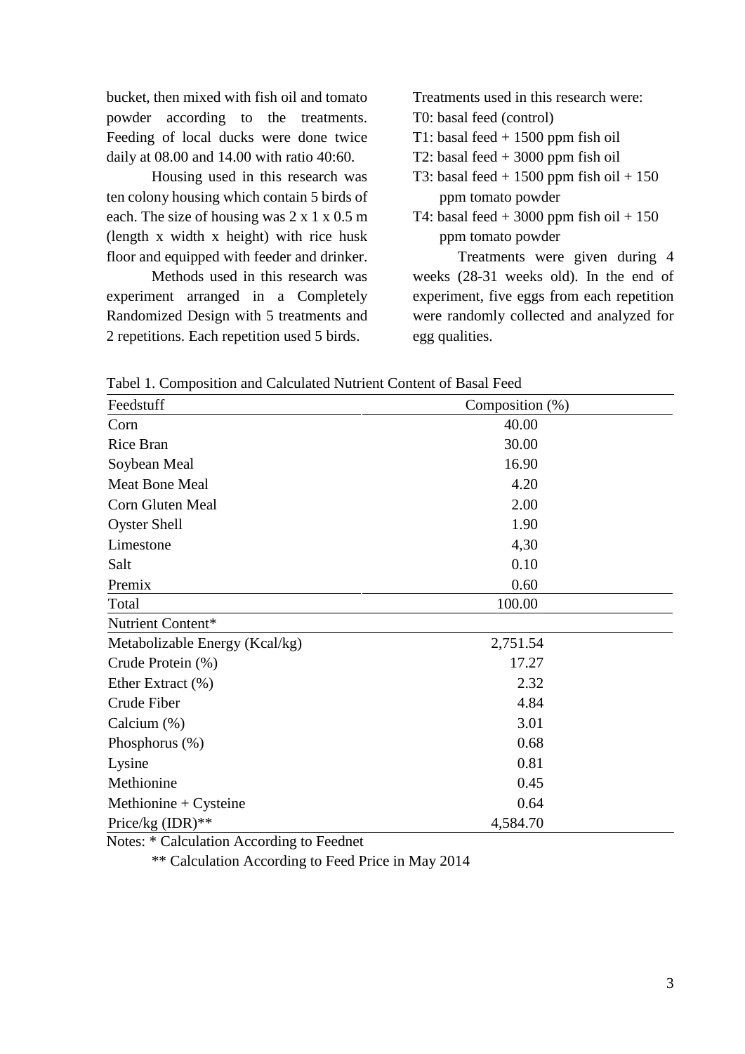bucket, then mixed with fish oil and tomato powder according to the treatments. Feeding of local ducks were done twice daily at 08.00 and 14.00 with ratio 40:60.

Housing used in this research was ten colony housing which contain 5 birds of each. The size of housing was 2 x 1 x 0.5 m (length x width x height) with rice husk floor and equipped with feeder and drinker.

Methods used in this research was experiment arranged in a Completely Randomized Design with 5 treatments and 2 repetitions. Each repetition used 5 birds.

Treatments used in this research were:

T0: basal feed (control)

T1: basal feed + 1500 ppm fish oil

T2: basal feed + 3000 ppm fish oil

T3: basal feed + 1500 ppm fish oil + 150 ppm tomato powder

T4: basal feed + 3000 ppm fish oil + 150 ppm tomato powder

Treatments were given during 4 weeks (28-31 weeks old). In the end of experiment, five eggs from each repetition were randomly collected and analyzed for egg qualities.

Tabel 1. Composition and Calculated Nutrient Content of Basal Feed

| Feedstuff | Composition (%) |
|---|---|
| Corn | 40.00 |
| Rice Bran | 30.00 |
| Soybean Meal | 16.90 |
| Meat Bone Meal | 4.20 |
| Corn Gluten Meal | 2.00 |
| Oyster Shell | 1.90 |
| Limestone | 4,30 |
| Salt | 0.10 |
| Premix | 0.60 |
| Total | 100.00 |
| Nutrient Content* | |
| Metabolizable Energy (Kcal/kg) | 2,751.54 |
| Crude Protein (%) | 17.27 |
| Ether Extract (%) | 2.32 |
| Crude Fiber | 4.84 |
| Calcium (%) | 3.01 |
| Phosphorus (%) | 0.68 |
| Lysine | 0.81 |
| Methionine | 0.45 |
| Methionine + Cysteine | 0.64 |
| Price/kg (IDR)** | 4,584.70 |

Notes: * Calculation According to Feednet

** Calculation According to Feed Price in May 2014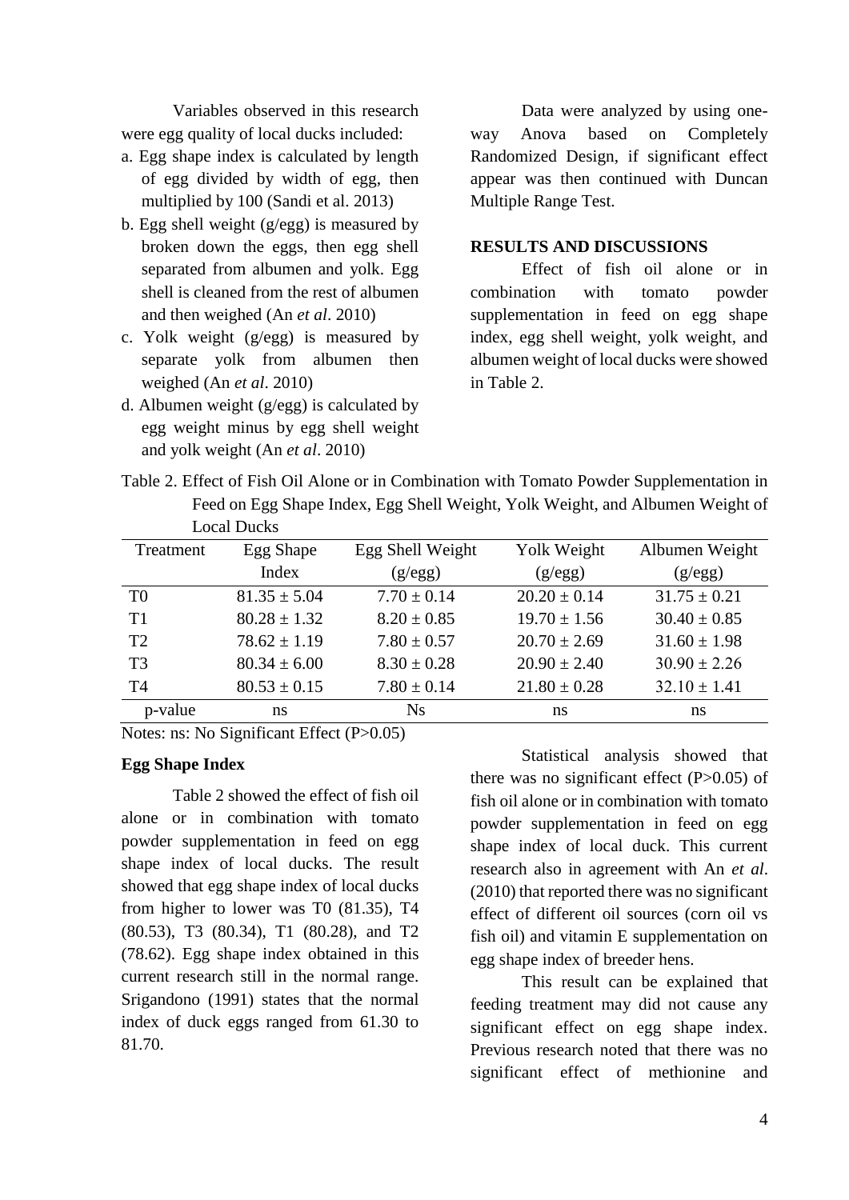Variables observed in this research were egg quality of local ducks included:

a. Egg shape index is calculated by length of egg divided by width of egg, then multiplied by 100 (Sandi et al. 2013)
b. Egg shell weight (g/egg) is measured by broken down the eggs, then egg shell separated from albumen and yolk. Egg shell is cleaned from the rest of albumen and then weighed (An *et al*. 2010)
c. Yolk weight (g/egg) is measured by separate yolk from albumen then weighed (An *et al*. 2010)
d. Albumen weight (g/egg) is calculated by egg weight minus by egg shell weight and yolk weight (An *et al*. 2010)

Data were analyzed by using one-way Anova based on Completely Randomized Design, if significant effect appear was then continued with Duncan Multiple Range Test.

## RESULTS AND DISCUSSIONS

Effect of fish oil alone or in combination with tomato powder supplementation in feed on egg shape index, egg shell weight, yolk weight, and albumen weight of local ducks were showed in Table 2.

Table 2. Effect of Fish Oil Alone or in Combination with Tomato Powder Supplementation in Feed on Egg Shape Index, Egg Shell Weight, Yolk Weight, and Albumen Weight of Local Ducks

| Treatment | Egg Shape Index | Egg Shell Weight (g/egg) | Yolk Weight (g/egg) | Albumen Weight (g/egg) |
|---|---|---|---|---|
| T0 | 81.35 ± 5.04 | 7.70 ± 0.14 | 20.20 ± 0.14 | 31.75 ± 0.21 |
| T1 | 80.28 ± 1.32 | 8.20 ± 0.85 | 19.70 ± 1.56 | 30.40 ± 0.85 |
| T2 | 78.62 ± 1.19 | 7.80 ± 0.57 | 20.70 ± 2.69 | 31.60 ± 1.98 |
| T3 | 80.34 ± 6.00 | 8.30 ± 0.28 | 20.90 ± 2.40 | 30.90 ± 2.26 |
| T4 | 80.53 ± 0.15 | 7.80 ± 0.14 | 21.80 ± 0.28 | 32.10 ± 1.41 |
| p-value | ns | Ns | ns | ns |

Notes: ns: No Significant Effect (P>0.05)

### Egg Shape Index

Table 2 showed the effect of fish oil alone or in combination with tomato powder supplementation in feed on egg shape index of local ducks. The result showed that egg shape index of local ducks from higher to lower was T0 (81.35), T4 (80.53), T3 (80.34), T1 (80.28), and T2 (78.62). Egg shape index obtained in this current research still in the normal range. Srigandono (1991) states that the normal index of duck eggs ranged from 61.30 to 81.70.

Statistical analysis showed that there was no significant effect (P>0.05) of fish oil alone or in combination with tomato powder supplementation in feed on egg shape index of local duck. This current research also in agreement with An *et al*. (2010) that reported there was no significant effect of different oil sources (corn oil vs fish oil) and vitamin E supplementation on egg shape index of breeder hens.

This result can be explained that feeding treatment may did not cause any significant effect on egg shape index. Previous research noted that there was no significant effect of methionine and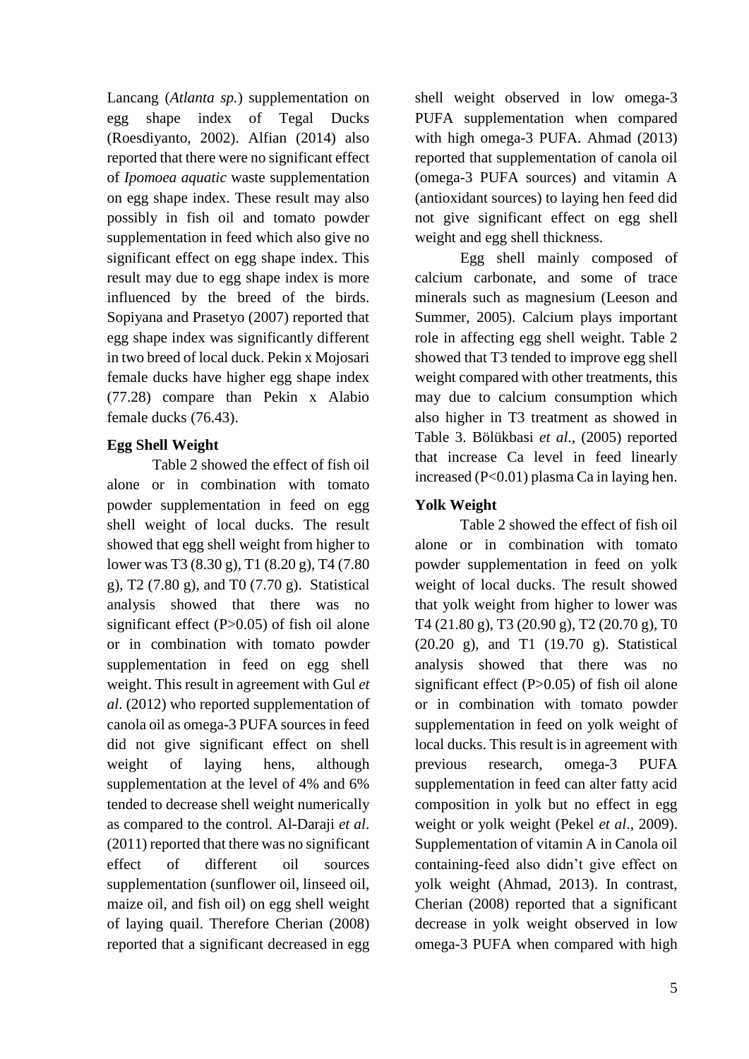Lancang (*Atlanta sp.*) supplementation on egg shape index of Tegal Ducks (Roesdiyanto, 2002). Alfian (2014) also reported that there were no significant effect of *Ipomoea aquatic* waste supplementation on egg shape index. These result may also possibly in fish oil and tomato powder supplementation in feed which also give no significant effect on egg shape index. This result may due to egg shape index is more influenced by the breed of the birds. Sopiyana and Prasetyo (2007) reported that egg shape index was significantly different in two breed of local duck. Pekin x Mojosari female ducks have higher egg shape index (77.28) compare than Pekin x Alabio female ducks (76.43).

**Egg Shell Weight**

Table 2 showed the effect of fish oil alone or in combination with tomato powder supplementation in feed on egg shell weight of local ducks. The result showed that egg shell weight from higher to lower was T3 (8.30 g), T1 (8.20 g), T4 (7.80 g), T2 (7.80 g), and T0 (7.70 g). Statistical analysis showed that there was no significant effect ($P>0.05$) of fish oil alone or in combination with tomato powder supplementation in feed on egg shell weight. This result in agreement with Gul *et al*. (2012) who reported supplementation of canola oil as omega-3 PUFA sources in feed did not give significant effect on shell weight of laying hens, although supplementation at the level of 4% and 6% tended to decrease shell weight numerically as compared to the control. Al-Daraji *et al*. (2011) reported that there was no significant effect of different oil sources supplementation (sunflower oil, linseed oil, maize oil, and fish oil) on egg shell weight of laying quail. Therefore Cherian (2008) reported that a significant decreased in egg shell weight observed in low omega-3 PUFA supplementation when compared with high omega-3 PUFA. Ahmad (2013) reported that supplementation of canola oil (omega-3 PUFA sources) and vitamin A (antioxidant sources) to laying hen feed did not give significant effect on egg shell weight and egg shell thickness.

Egg shell mainly composed of calcium carbonate, and some of trace minerals such as magnesium (Leeson and Summer, 2005). Calcium plays important role in affecting egg shell weight. Table 2 showed that T3 tended to improve egg shell weight compared with other treatments, this may due to calcium consumption which also higher in T3 treatment as showed in Table 3. Bölükbasi *et al*., (2005) reported that increase Ca level in feed linearly increased ($P<0.01$) plasma Ca in laying hen.

**Yolk Weight**

Table 2 showed the effect of fish oil alone or in combination with tomato powder supplementation in feed on yolk weight of local ducks. The result showed that yolk weight from higher to lower was T4 (21.80 g), T3 (20.90 g), T2 (20.70 g), T0 (20.20 g), and T1 (19.70 g). Statistical analysis showed that there was no significant effect ($P>0.05$) of fish oil alone or in combination with tomato powder supplementation in feed on yolk weight of local ducks. This result is in agreement with previous research, omega-3 PUFA supplementation in feed can alter fatty acid composition in yolk but no effect in egg weight or yolk weight (Pekel *et al*., 2009). Supplementation of vitamin A in Canola oil containing-feed also didn't give effect on yolk weight (Ahmad, 2013). In contrast, Cherian (2008) reported that a significant decrease in yolk weight observed in low omega-3 PUFA when compared with high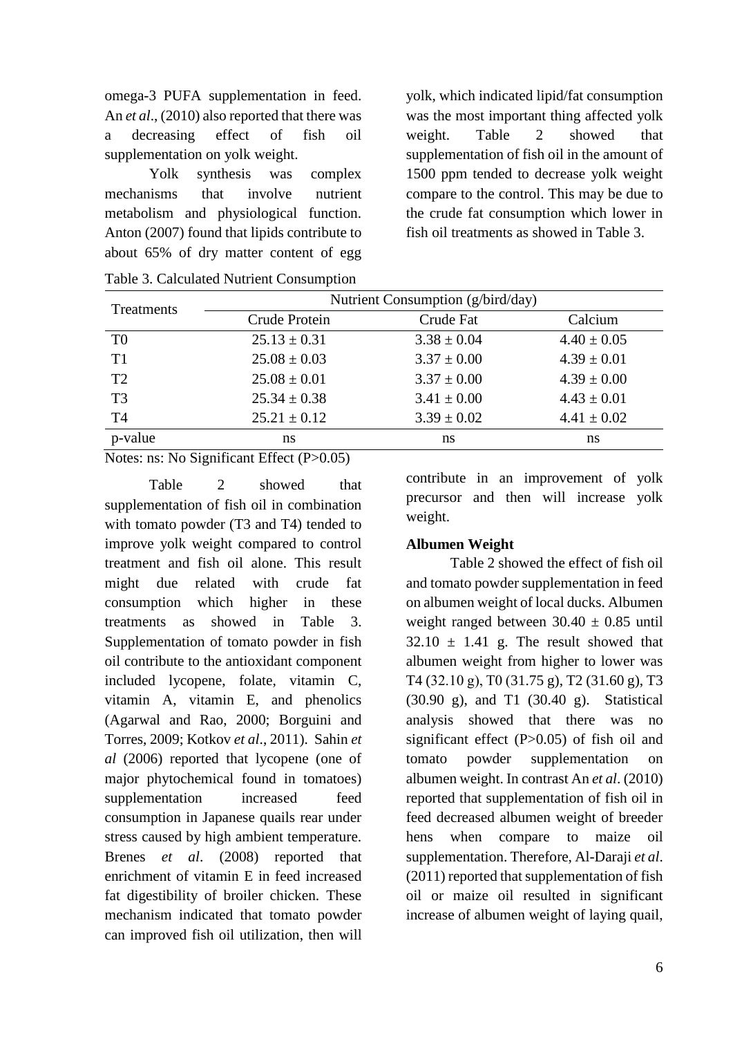omega-3 PUFA supplementation in feed. An *et al*., (2010) also reported that there was a decreasing effect of fish oil supplementation on yolk weight.

Yolk synthesis was complex mechanisms that involve nutrient metabolism and physiological function. Anton (2007) found that lipids contribute to about 65% of dry matter content of egg yolk, which indicated lipid/fat consumption was the most important thing affected yolk weight. Table 2 showed that supplementation of fish oil in the amount of 1500 ppm tended to decrease yolk weight compare to the control. This may be due to the crude fat consumption which lower in fish oil treatments as showed in Table 3.

Table 3. Calculated Nutrient Consumption

| Treatments | Nutrient Consumption (g/bird/day) | | |
|---|---|---|---|
| | Crude Protein | Crude Fat | Calcium |
| T0 | 25.13 ± 0.31 | 3.38 ± 0.04 | 4.40 ± 0.05 |
| T1 | 25.08 ± 0.03 | 3.37 ± 0.00 | 4.39 ± 0.01 |
| T2 | 25.08 ± 0.01 | 3.37 ± 0.00 | 4.39 ± 0.00 |
| T3 | 25.34 ± 0.38 | 3.41 ± 0.00 | 4.43 ± 0.01 |
| T4 | 25.21 ± 0.12 | 3.39 ± 0.02 | 4.41 ± 0.02 |
| p-value | ns | ns | ns |

Notes: ns: No Significant Effect (P>0.05)

Table 2 showed that supplementation of fish oil in combination with tomato powder (T3 and T4) tended to improve yolk weight compared to control treatment and fish oil alone. This result might due related with crude fat consumption which higher in these treatments as showed in Table 3. Supplementation of tomato powder in fish oil contribute to the antioxidant component included lycopene, folate, vitamin C, vitamin A, vitamin E, and phenolics (Agarwal and Rao, 2000; Borguini and Torres, 2009; Kotkov *et al*., 2011). Sahin *et al* (2006) reported that lycopene (one of major phytochemical found in tomatoes) supplementation increased feed consumption in Japanese quails rear under stress caused by high ambient temperature. Brenes *et al*. (2008) reported that enrichment of vitamin E in feed increased fat digestibility of broiler chicken. These mechanism indicated that tomato powder can improved fish oil utilization, then will contribute in an improvement of yolk precursor and then will increase yolk weight.

**Albumen Weight**

Table 2 showed the effect of fish oil and tomato powder supplementation in feed on albumen weight of local ducks. Albumen weight ranged between 30.40 ± 0.85 until 32.10 ± 1.41 g. The result showed that albumen weight from higher to lower was T4 (32.10 g), T0 (31.75 g), T2 (31.60 g), T3 (30.90 g), and T1 (30.40 g). Statistical analysis showed that there was no significant effect (P>0.05) of fish oil and tomato powder supplementation on albumen weight. In contrast An *et al*. (2010) reported that supplementation of fish oil in feed decreased albumen weight of breeder hens when compare to maize oil supplementation. Therefore, Al-Daraji *et al*. (2011) reported that supplementation of fish oil or maize oil resulted in significant increase of albumen weight of laying quail,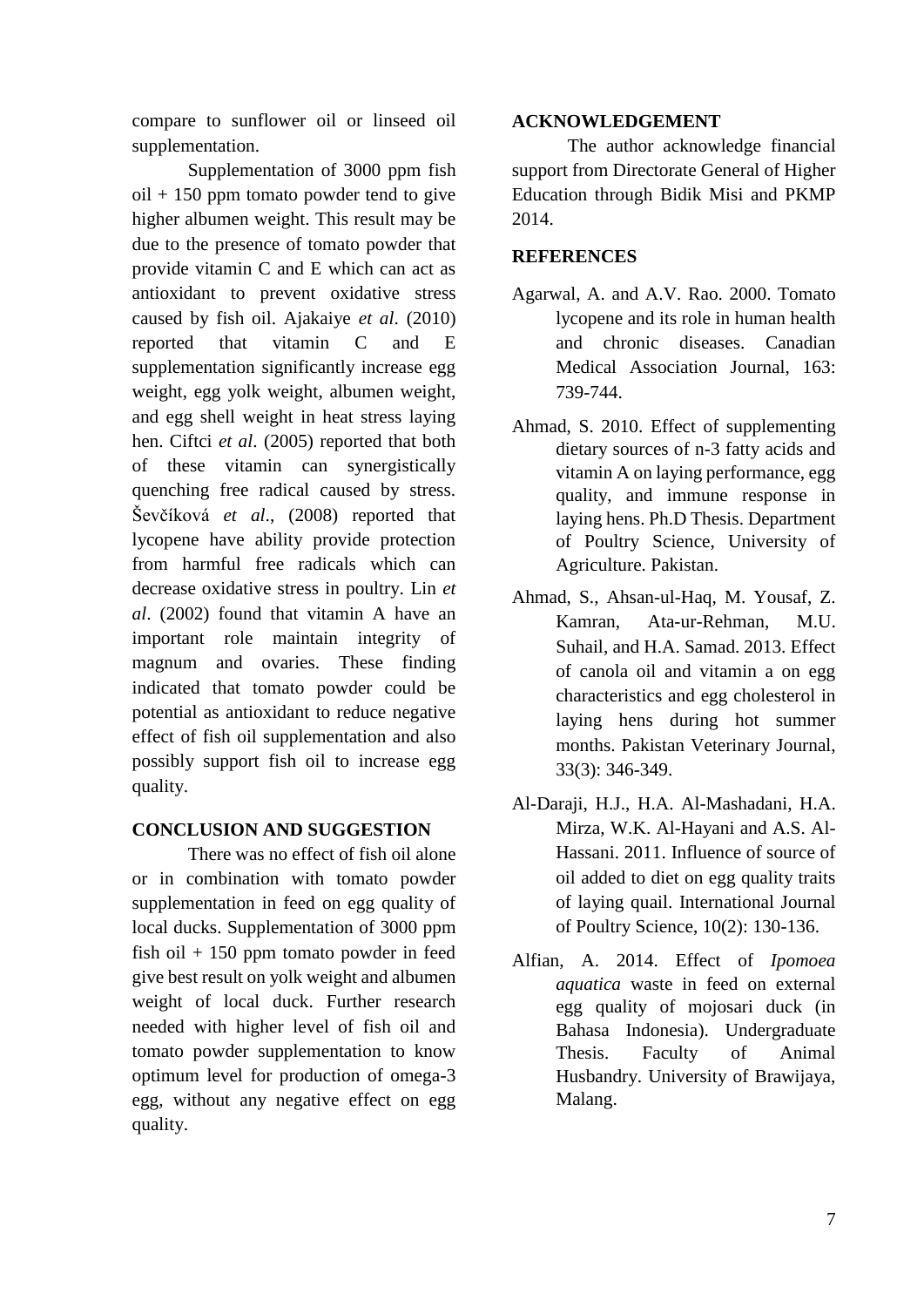compare to sunflower oil or linseed oil supplementation.

Supplementation of 3000 ppm fish oil + 150 ppm tomato powder tend to give higher albumen weight. This result may be due to the presence of tomato powder that provide vitamin C and E which can act as antioxidant to prevent oxidative stress caused by fish oil. Ajakaiye *et al*. (2010) reported that vitamin C and E supplementation significantly increase egg weight, egg yolk weight, albumen weight, and egg shell weight in heat stress laying hen. Ciftci *et al*. (2005) reported that both of these vitamin can synergistically quenching free radical caused by stress. Ševčíková *et al*., (2008) reported that lycopene have ability provide protection from harmful free radicals which can decrease oxidative stress in poultry. Lin *et al*. (2002) found that vitamin A have an important role maintain integrity of magnum and ovaries. These finding indicated that tomato powder could be potential as antioxidant to reduce negative effect of fish oil supplementation and also possibly support fish oil to increase egg quality.

## CONCLUSION AND SUGGESTION

There was no effect of fish oil alone or in combination with tomato powder supplementation in feed on egg quality of local ducks. Supplementation of 3000 ppm fish oil + 150 ppm tomato powder in feed give best result on yolk weight and albumen weight of local duck. Further research needed with higher level of fish oil and tomato powder supplementation to know optimum level for production of omega-3 egg, without any negative effect on egg quality.

## ACKNOWLEDGEMENT

The author acknowledge financial support from Directorate General of Higher Education through Bidik Misi and PKMP 2014.

## REFERENCES

Agarwal, A. and A.V. Rao. 2000. Tomato lycopene and its role in human health and chronic diseases. Canadian Medical Association Journal, 163: 739-744.

Ahmad, S. 2010. Effect of supplementing dietary sources of n-3 fatty acids and vitamin A on laying performance, egg quality, and immune response in laying hens. Ph.D Thesis. Department of Poultry Science, University of Agriculture. Pakistan.

Ahmad, S., Ahsan-ul-Haq, M. Yousaf, Z. Kamran, Ata-ur-Rehman, M.U. Suhail, and H.A. Samad. 2013. Effect of canola oil and vitamin a on egg characteristics and egg cholesterol in laying hens during hot summer months. Pakistan Veterinary Journal, 33(3): 346-349.

Al-Daraji, H.J., H.A. Al-Mashadani, H.A. Mirza, W.K. Al-Hayani and A.S. Al-Hassani. 2011. Influence of source of oil added to diet on egg quality traits of laying quail. International Journal of Poultry Science, 10(2): 130-136.

Alfian, A. 2014. Effect of *Ipomoea aquatica* waste in feed on external egg quality of mojosari duck (in Bahasa Indonesia). Undergraduate Thesis. Faculty of Animal Husbandry. University of Brawijaya, Malang.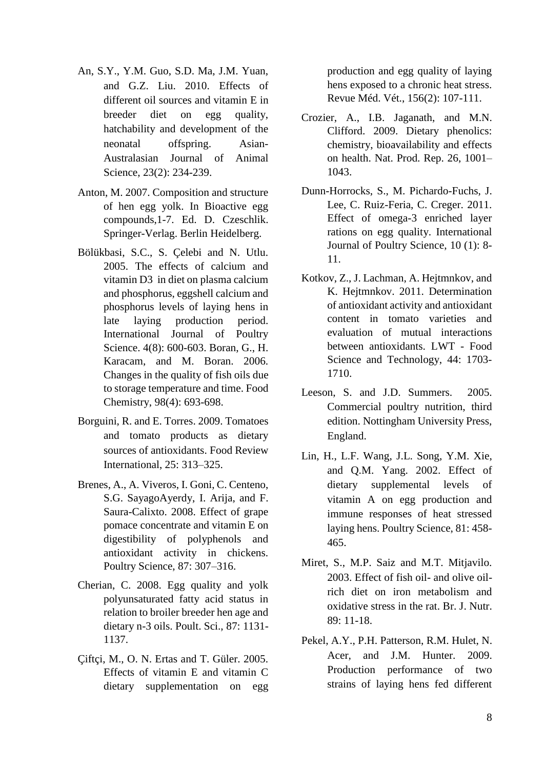An, S.Y., Y.M. Guo, S.D. Ma, J.M. Yuan, and G.Z. Liu. 2010. Effects of different oil sources and vitamin E in breeder diet on egg quality, hatchability and development of the neonatal offspring. Asian-Australasian Journal of Animal Science, 23(2): 234-239.

Anton, M. 2007. Composition and structure of hen egg yolk. In Bioactive egg compounds,1-7. Ed. D. Czeschlik. Springer-Verlag. Berlin Heidelberg.

Bölükbasi, S.C., S. Çelebi and N. Utlu. 2005. The effects of calcium and vitamin D3 in diet on plasma calcium and phosphorus, eggshell calcium and phosphorus levels of laying hens in late laying production period. International Journal of Poultry Science. 4(8): 600-603. Boran, G., H. Karacam, and M. Boran. 2006. Changes in the quality of fish oils due to storage temperature and time. Food Chemistry, 98(4): 693-698.

Borguini, R. and E. Torres. 2009. Tomatoes and tomato products as dietary sources of antioxidants. Food Review International, 25: 313–325.

Brenes, A., A. Viveros, I. Goni, C. Centeno, S.G. SayagoAyerdy, I. Arija, and F. Saura-Calixto. 2008. Effect of grape pomace concentrate and vitamin E on digestibility of polyphenols and antioxidant activity in chickens. Poultry Science, 87: 307–316.

Cherian, C. 2008. Egg quality and yolk polyunsaturated fatty acid status in relation to broiler breeder hen age and dietary n-3 oils. Poult. Sci., 87: 1131-1137.

Çiftçi, M., O. N. Ertas and T. Güler. 2005. Effects of vitamin E and vitamin C dietary supplementation on egg production and egg quality of laying hens exposed to a chronic heat stress. Revue Méd. Vét., 156(2): 107-111.

Crozier, A., I.B. Jaganath, and M.N. Clifford. 2009. Dietary phenolics: chemistry, bioavailability and effects on health. Nat. Prod. Rep. 26, 1001–1043.

Dunn-Horrocks, S., M. Pichardo-Fuchs, J. Lee, C. Ruiz-Feria, C. Creger. 2011. Effect of omega-3 enriched layer rations on egg quality. International Journal of Poultry Science, 10 (1): 8-11.

Kotkov, Z., J. Lachman, A. Hejtmnkov, and K. Hejtmnkov. 2011. Determination of antioxidant activity and antioxidant content in tomato varieties and evaluation of mutual interactions between antioxidants. LWT - Food Science and Technology, 44: 1703-1710.

Leeson, S. and J.D. Summers. 2005. Commercial poultry nutrition, third edition. Nottingham University Press, England.

Lin, H., L.F. Wang, J.L. Song, Y.M. Xie, and Q.M. Yang. 2002. Effect of dietary supplemental levels of vitamin A on egg production and immune responses of heat stressed laying hens. Poultry Science, 81: 458-465.

Miret, S., M.P. Saiz and M.T. Mitjavilo. 2003. Effect of fish oil- and olive oil-rich diet on iron metabolism and oxidative stress in the rat. Br. J. Nutr. 89: 11-18.

Pekel, A.Y., P.H. Patterson, R.M. Hulet, N. Acer, and J.M. Hunter. 2009. Production performance of two strains of laying hens fed different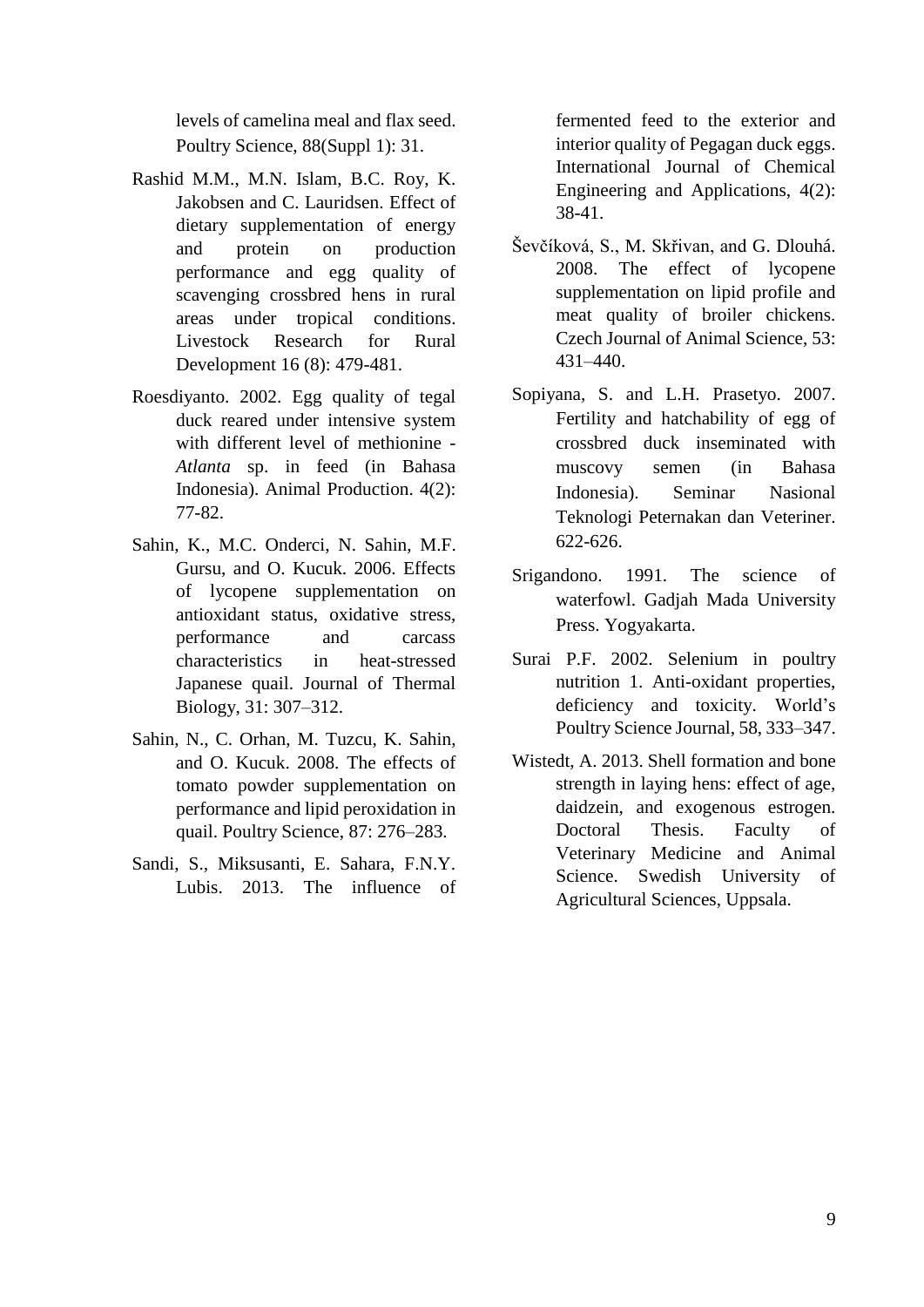levels of camelina meal and flax seed. Poultry Science, 88(Suppl 1): 31.

Rashid M.M., M.N. Islam, B.C. Roy, K. Jakobsen and C. Lauridsen. Effect of dietary supplementation of energy and protein on production performance and egg quality of scavenging crossbred hens in rural areas under tropical conditions. Livestock Research for Rural Development 16 (8): 479-481.

Roesdiyanto. 2002. Egg quality of tegal duck reared under intensive system with different level of methionine - *Atlanta* sp. in feed (in Bahasa Indonesia). Animal Production. 4(2): 77-82.

Sahin, K., M.C. Onderci, N. Sahin, M.F. Gursu, and O. Kucuk. 2006. Effects of lycopene supplementation on antioxidant status, oxidative stress, performance and carcass characteristics in heat-stressed Japanese quail. Journal of Thermal Biology, 31: 307–312.

Sahin, N., C. Orhan, M. Tuzcu, K. Sahin, and O. Kucuk. 2008. The effects of tomato powder supplementation on performance and lipid peroxidation in quail. Poultry Science, 87: 276–283.

Sandi, S., Miksusanti, E. Sahara, F.N.Y. Lubis. 2013. The influence of fermented feed to the exterior and interior quality of Pegagan duck eggs. International Journal of Chemical Engineering and Applications, 4(2): 38-41.

Ševčíková, S., M. Skřivan, and G. Dlouhá. 2008. The effect of lycopene supplementation on lipid profile and meat quality of broiler chickens. Czech Journal of Animal Science, 53: 431–440.

Sopiyana, S. and L.H. Prasetyo. 2007. Fertility and hatchability of egg of crossbred duck inseminated with muscovy semen (in Bahasa Indonesia). Seminar Nasional Teknologi Peternakan dan Veteriner. 622-626.

Srigandono. 1991. The science of waterfowl. Gadjah Mada University Press. Yogyakarta.

Surai P.F. 2002. Selenium in poultry nutrition 1. Anti-oxidant properties, deficiency and toxicity. World's Poultry Science Journal, 58, 333–347.

Wistedt, A. 2013. Shell formation and bone strength in laying hens: effect of age, daidzein, and exogenous estrogen. Doctoral Thesis. Faculty of Veterinary Medicine and Animal Science. Swedish University of Agricultural Sciences, Uppsala.